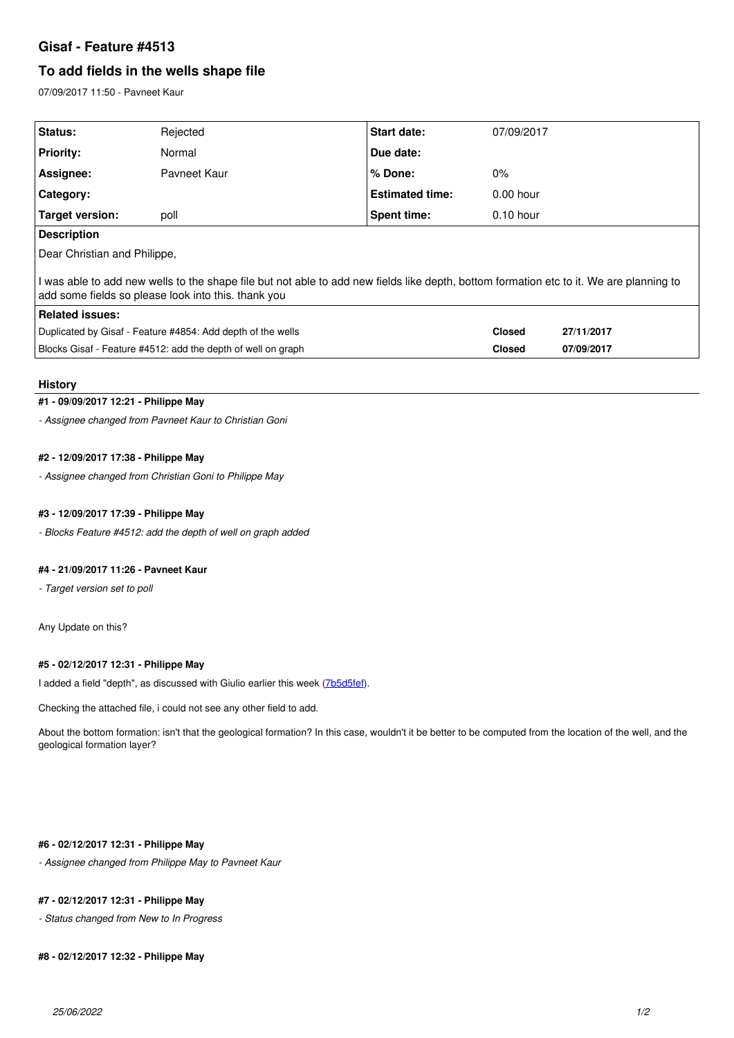# Gisaf - Feature #4513

## To add fields in the wells shape file

07/09/2017 11:50 - Pavneet Kaur

| **Status:** | Rejected | **Start date:** | 07/09/2017 |
|---|---|---|---|
| **Priority:** | Normal | **Due date:** | |
| **Assignee:** | Pavneet Kaur | **% Done:** | 0% |
| **Category:** | | **Estimated time:** | 0.00 hour |
| **Target version:** | poll | **Spent time:** | 0.10 hour |

**Description**

Dear Christian and Philippe,

I was able to add new wells to the shape file but not able to add new fields like depth, bottom formation etc to it. We are planning to add some fields so please look into this. thank you

**Related issues:**

| | | |
|---|---|---|
| Duplicated by Gisaf - Feature #4854: Add depth of the wells | **Closed** | **27/11/2017** |
| Blocks Gisaf - Feature #4512: add the depth of well on graph | **Closed** | **07/09/2017** |

### History

#### #1 - 09/09/2017 12:21 - Philippe May

*- Assignee changed from Pavneet Kaur to Christian Goni*

#### #2 - 12/09/2017 17:38 - Philippe May

*- Assignee changed from Christian Goni to Philippe May*

#### #3 - 12/09/2017 17:39 - Philippe May

*- Blocks Feature #4512: add the depth of well on graph added*

#### #4 - 21/09/2017 11:26 - Pavneet Kaur

*- Target version set to poll*

Any Update on this?

#### #5 - 02/12/2017 12:31 - Philippe May

I added a field "depth", as discussed with Giulio earlier this week (7b5d5fef).

Checking the attached file, i could not see any other field to add.

About the bottom formation: isn't that the geological formation? In this case, wouldn't it be better to be computed from the location of the well, and the geological formation layer?

#### #6 - 02/12/2017 12:31 - Philippe May

*- Assignee changed from Philippe May to Pavneet Kaur*

#### #7 - 02/12/2017 12:31 - Philippe May

*- Status changed from New to In Progress*

#### #8 - 02/12/2017 12:32 - Philippe May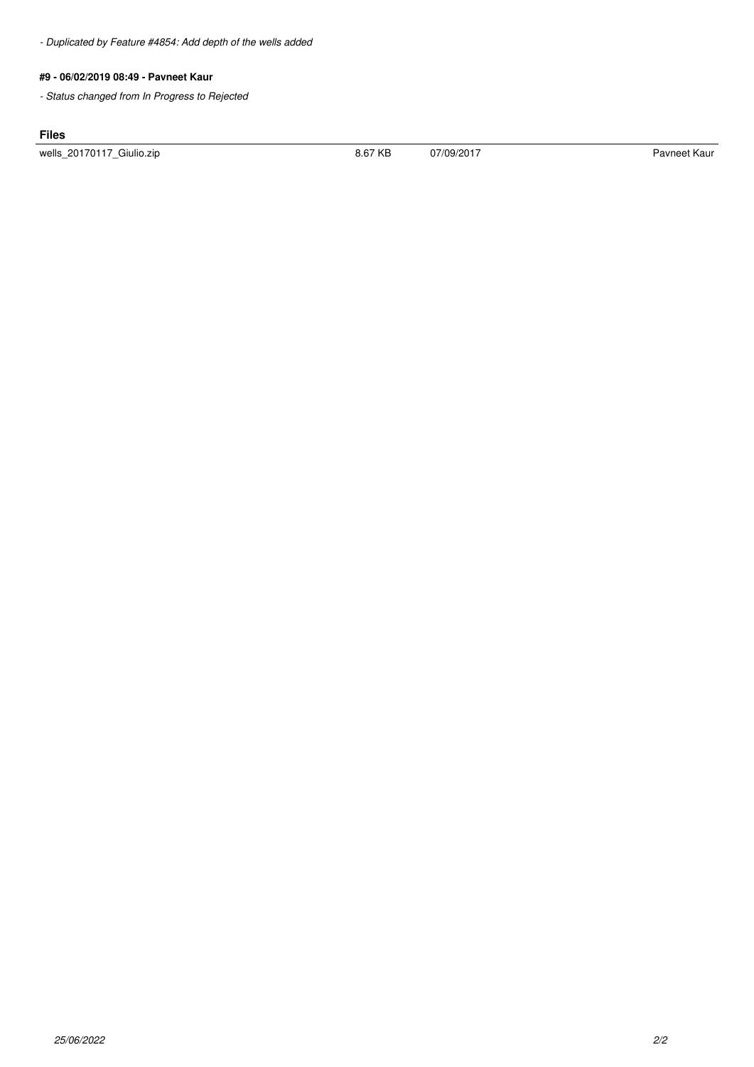- *Duplicated by Feature #4854: Add depth of the wells added*

**#9 - 06/02/2019 08:49 - Pavneet Kaur**

- *Status changed from In Progress to Rejected*

### Files

| | | | |
|---|---|---|---|
| wells_20170117_Giulio.zip | 8.67 KB | 07/09/2017 | Pavneet Kaur |